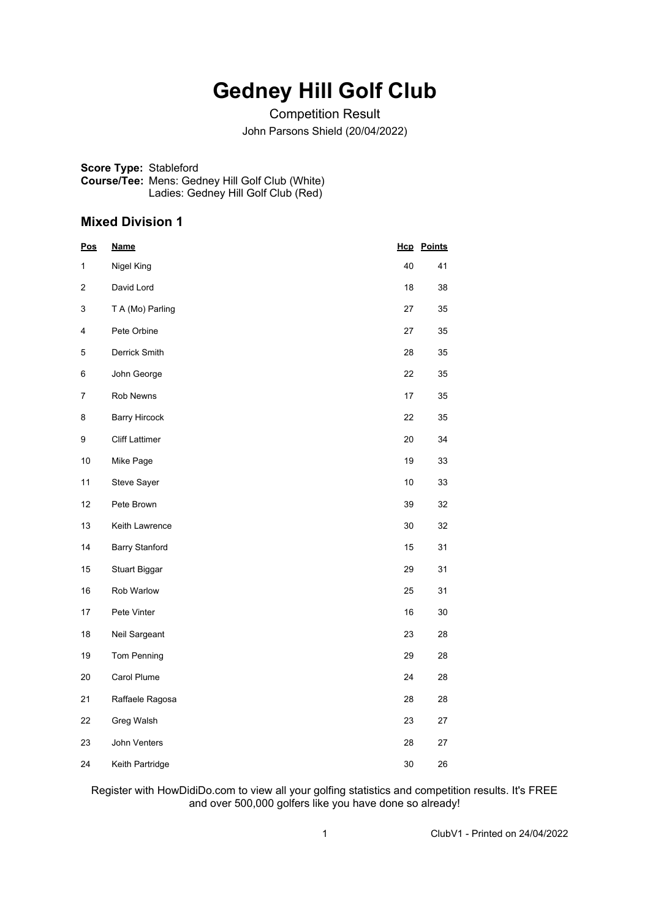# Gedney Hill Golf Club

Competition Result

John Parsons Shield (20/04/2022)

**Score Type:** Stableford
**Course/Tee:** Mens: Gedney Hill Golf Club (White)
Ladies: Gedney Hill Golf Club (Red)

## Mixed Division 1

| Pos | Name | Hcp | Points |
|---|---|---|---|
| 1 | Nigel King | 40 | 41 |
| 2 | David Lord | 18 | 38 |
| 3 | T A (Mo) Parling | 27 | 35 |
| 4 | Pete Orbine | 27 | 35 |
| 5 | Derrick Smith | 28 | 35 |
| 6 | John George | 22 | 35 |
| 7 | Rob Newns | 17 | 35 |
| 8 | Barry Hircock | 22 | 35 |
| 9 | Cliff Lattimer | 20 | 34 |
| 10 | Mike Page | 19 | 33 |
| 11 | Steve Sayer | 10 | 33 |
| 12 | Pete Brown | 39 | 32 |
| 13 | Keith Lawrence | 30 | 32 |
| 14 | Barry Stanford | 15 | 31 |
| 15 | Stuart Biggar | 29 | 31 |
| 16 | Rob Warlow | 25 | 31 |
| 17 | Pete Vinter | 16 | 30 |
| 18 | Neil Sargeant | 23 | 28 |
| 19 | Tom Penning | 29 | 28 |
| 20 | Carol Plume | 24 | 28 |
| 21 | Raffaele Ragosa | 28 | 28 |
| 22 | Greg Walsh | 23 | 27 |
| 23 | John Venters | 28 | 27 |
| 24 | Keith Partridge | 30 | 26 |

Register with HowDidiDo.com to view all your golfing statistics and competition results. It's FREE and over 500,000 golfers like you have done so already!

ClubV1 - Printed on 24/04/2022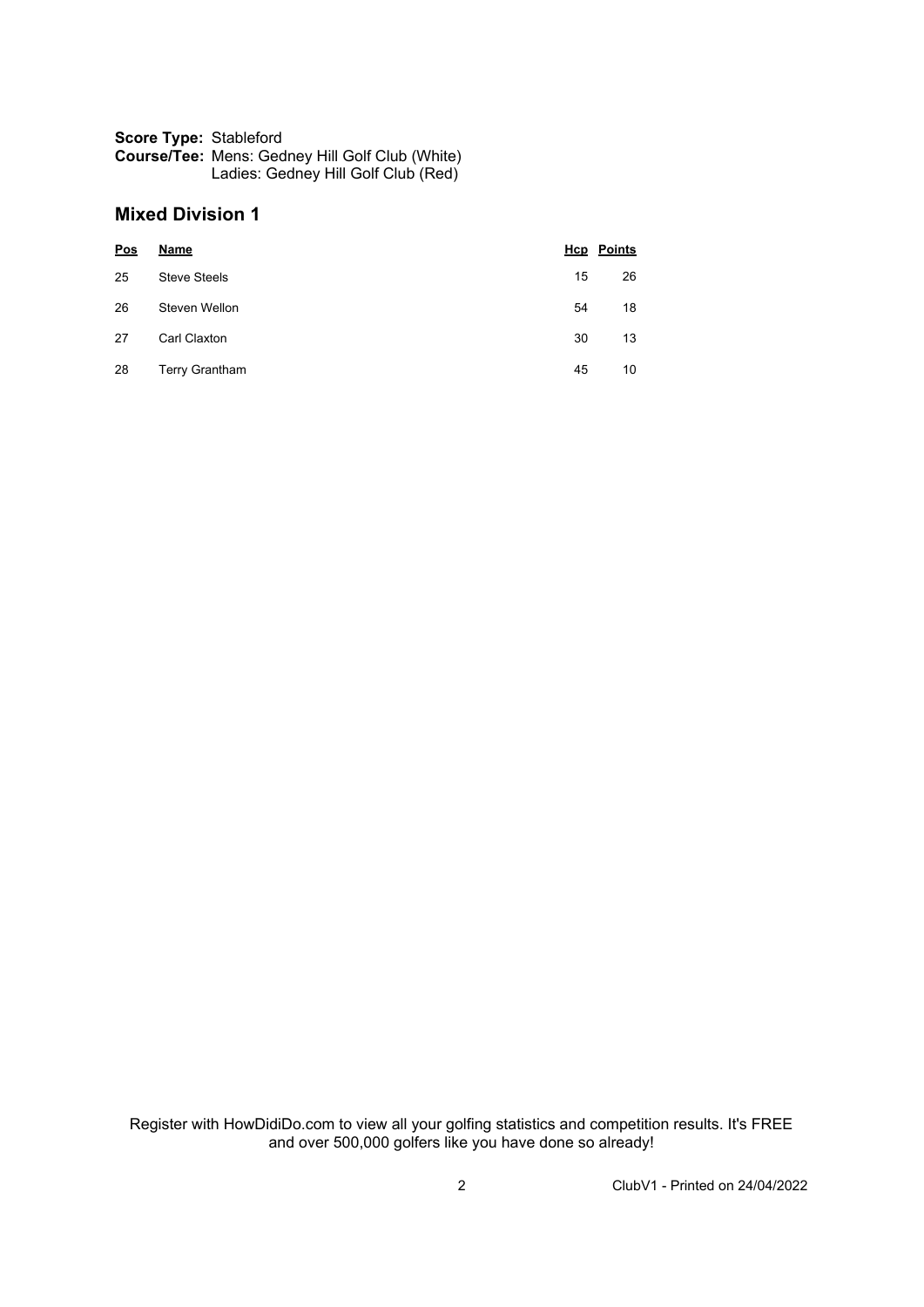**Score Type:** Stableford
**Course/Tee:** Mens: Gedney Hill Golf Club (White)
Ladies: Gedney Hill Golf Club (Red)

## Mixed Division 1

| Pos | Name | Hcp | Points |
|---|---|---|---|
| 25 | Steve Steels | 15 | 26 |
| 26 | Steven Wellon | 54 | 18 |
| 27 | Carl Claxton | 30 | 13 |
| 28 | Terry Grantham | 45 | 10 |

Register with HowDidiDo.com to view all your golfing statistics and competition results. It's FREE and over 500,000 golfers like you have done so already!

ClubV1 - Printed on 24/04/2022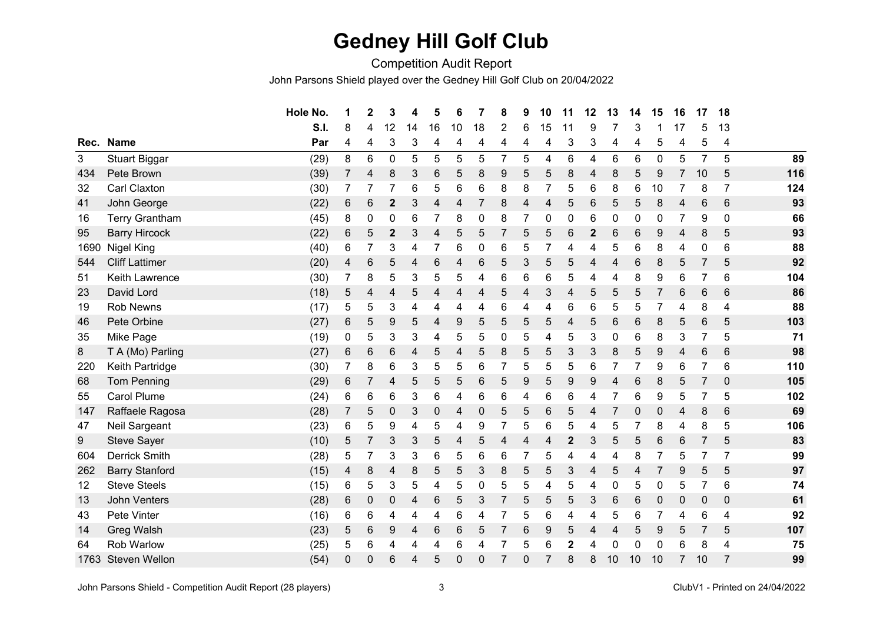# Gedney Hill Golf Club

Competition Audit Report

John Parsons Shield played over the Gedney Hill Golf Club on 20/04/2022

| | | Hole No. | 1 | 2 | 3 | 4 | 5 | 6 | 7 | 8 | 9 | 10 | 11 | 12 | 13 | 14 | 15 | 16 | 17 | 18 | |
|---|---|---|---|---|---|---|---|---|---|---|---|---|---|---|---|---|---|---|---|---|---|
| | | S.I. | 8 | 4 | 12 | 14 | 16 | 10 | 18 | 2 | 6 | 15 | 11 | 9 | 7 | 3 | 1 | 17 | 5 | 13 | |
| Rec. | Name | Par | 4 | 4 | 3 | 3 | 4 | 4 | 4 | 4 | 4 | 4 | 3 | 3 | 4 | 4 | 5 | 4 | 5 | 4 | |
| 3 | Stuart Biggar | (29) | 8 | 6 | 0 | 5 | 5 | 5 | 5 | 7 | 5 | 4 | 6 | 4 | 6 | 6 | 0 | 5 | 7 | 5 | **89** |
| 434 | Pete Brown | (39) | 7 | 4 | 8 | 3 | 6 | 5 | 8 | 9 | 5 | 5 | 8 | 4 | 8 | 5 | 9 | 7 | 10 | 5 | **116** |
| 32 | Carl Claxton | (30) | 7 | 7 | 7 | 6 | 5 | 6 | 6 | 8 | 8 | 7 | 5 | 6 | 8 | 6 | 10 | 7 | 8 | 7 | **124** |
| 41 | John George | (22) | 6 | 6 | **2** | 3 | 4 | 4 | 7 | 8 | 4 | 4 | 5 | 6 | 5 | 5 | 8 | 4 | 6 | 6 | **93** |
| 16 | Terry Grantham | (45) | 8 | 0 | 0 | 6 | 7 | 8 | 0 | 8 | 7 | 0 | 0 | 6 | 0 | 0 | 0 | 7 | 9 | 0 | **66** |
| 95 | Barry Hircock | (22) | 6 | 5 | **2** | 3 | 4 | 5 | 5 | 7 | 5 | 5 | 6 | **2** | 6 | 6 | 9 | 4 | 8 | 5 | **93** |
| 1690 | Nigel King | (40) | 6 | 7 | 3 | 4 | 7 | 6 | 0 | 6 | 5 | 7 | 4 | 4 | 5 | 6 | 8 | 4 | 0 | 6 | **88** |
| 544 | Cliff Lattimer | (20) | 4 | 6 | 5 | 4 | 6 | 4 | 6 | 5 | 3 | 5 | 5 | 4 | 4 | 6 | 8 | 5 | 7 | 5 | **92** |
| 51 | Keith Lawrence | (30) | 7 | 8 | 5 | 3 | 5 | 5 | 4 | 6 | 6 | 6 | 5 | 4 | 4 | 8 | 9 | 6 | 7 | 6 | **104** |
| 23 | David Lord | (18) | 5 | 4 | 4 | 5 | 4 | 4 | 4 | 5 | 4 | 3 | 4 | 5 | 5 | 5 | 7 | 6 | 6 | 6 | **86** |
| 19 | Rob Newns | (17) | 5 | 5 | 3 | 4 | 4 | 4 | 4 | 6 | 4 | 4 | 6 | 6 | 5 | 5 | 7 | 4 | 8 | 4 | **88** |
| 46 | Pete Orbine | (27) | 6 | 5 | 9 | 5 | 4 | 9 | 5 | 5 | 5 | 5 | 4 | 5 | 6 | 6 | 8 | 5 | 6 | 5 | **103** |
| 35 | Mike Page | (19) | 0 | 5 | 3 | 3 | 4 | 5 | 5 | 0 | 5 | 4 | 5 | 3 | 0 | 6 | 8 | 3 | 7 | 5 | **71** |
| 8 | T A (Mo) Parling | (27) | 6 | 6 | 6 | 4 | 5 | 4 | 5 | 8 | 5 | 5 | 3 | 3 | 8 | 5 | 9 | 4 | 6 | 6 | **98** |
| 220 | Keith Partridge | (30) | 7 | 8 | 6 | 3 | 5 | 5 | 6 | 7 | 5 | 5 | 5 | 6 | 7 | 7 | 9 | 6 | 7 | 6 | **110** |
| 68 | Tom Penning | (29) | 6 | 7 | 4 | 5 | 5 | 5 | 6 | 5 | 9 | 5 | 9 | 9 | 4 | 6 | 8 | 5 | 7 | 0 | **105** |
| 55 | Carol Plume | (24) | 6 | 6 | 6 | 3 | 6 | 4 | 6 | 6 | 4 | 6 | 6 | 4 | 7 | 6 | 9 | 5 | 7 | 5 | **102** |
| 147 | Raffaele Ragosa | (28) | 7 | 5 | 0 | 3 | 0 | 4 | 0 | 5 | 5 | 6 | 5 | 4 | 7 | 0 | 0 | 4 | 8 | 6 | **69** |
| 47 | Neil Sargeant | (23) | 6 | 5 | 9 | 4 | 5 | 4 | 9 | 7 | 5 | 6 | 5 | 4 | 5 | 7 | 8 | 4 | 8 | 5 | **106** |
| 9 | Steve Sayer | (10) | 5 | 7 | 3 | 3 | 5 | 4 | 5 | 4 | 4 | 4 | **2** | 3 | 5 | 5 | 6 | 6 | 7 | 5 | **83** |
| 604 | Derrick Smith | (28) | 5 | 7 | 3 | 3 | 6 | 5 | 6 | 6 | 7 | 5 | 4 | 4 | 4 | 8 | 7 | 5 | 7 | 7 | **99** |
| 262 | Barry Stanford | (15) | 4 | 8 | 4 | 8 | 5 | 5 | 3 | 8 | 5 | 5 | 3 | 4 | 5 | 4 | 7 | 9 | 5 | 5 | **97** |
| 12 | Steve Steels | (15) | 6 | 5 | 3 | 5 | 4 | 5 | 0 | 5 | 5 | 4 | 5 | 4 | 0 | 5 | 0 | 5 | 7 | 6 | **74** |
| 13 | John Venters | (28) | 6 | 0 | 0 | 4 | 6 | 5 | 3 | 7 | 5 | 5 | 5 | 3 | 6 | 6 | 0 | 0 | 0 | 0 | **61** |
| 43 | Pete Vinter | (16) | 6 | 6 | 4 | 4 | 4 | 6 | 4 | 7 | 5 | 6 | 4 | 4 | 5 | 6 | 7 | 4 | 6 | 4 | **92** |
| 14 | Greg Walsh | (23) | 5 | 6 | 9 | 4 | 6 | 6 | 5 | 7 | 6 | 9 | 5 | 4 | 4 | 5 | 9 | 5 | 7 | 5 | **107** |
| 64 | Rob Warlow | (25) | 5 | 6 | 4 | 4 | 4 | 6 | 4 | 7 | 5 | 6 | **2** | 4 | 0 | 0 | 0 | 6 | 8 | 4 | **75** |
| 1763 | Steven Wellon | (54) | 0 | 0 | 6 | 4 | 5 | 0 | 0 | 7 | 0 | 7 | 8 | 8 | 10 | 10 | 10 | 7 | 10 | 7 | **99** |

John Parsons Shield - Competition Audit Report (28 players)

ClubV1 - Printed on 24/04/2022